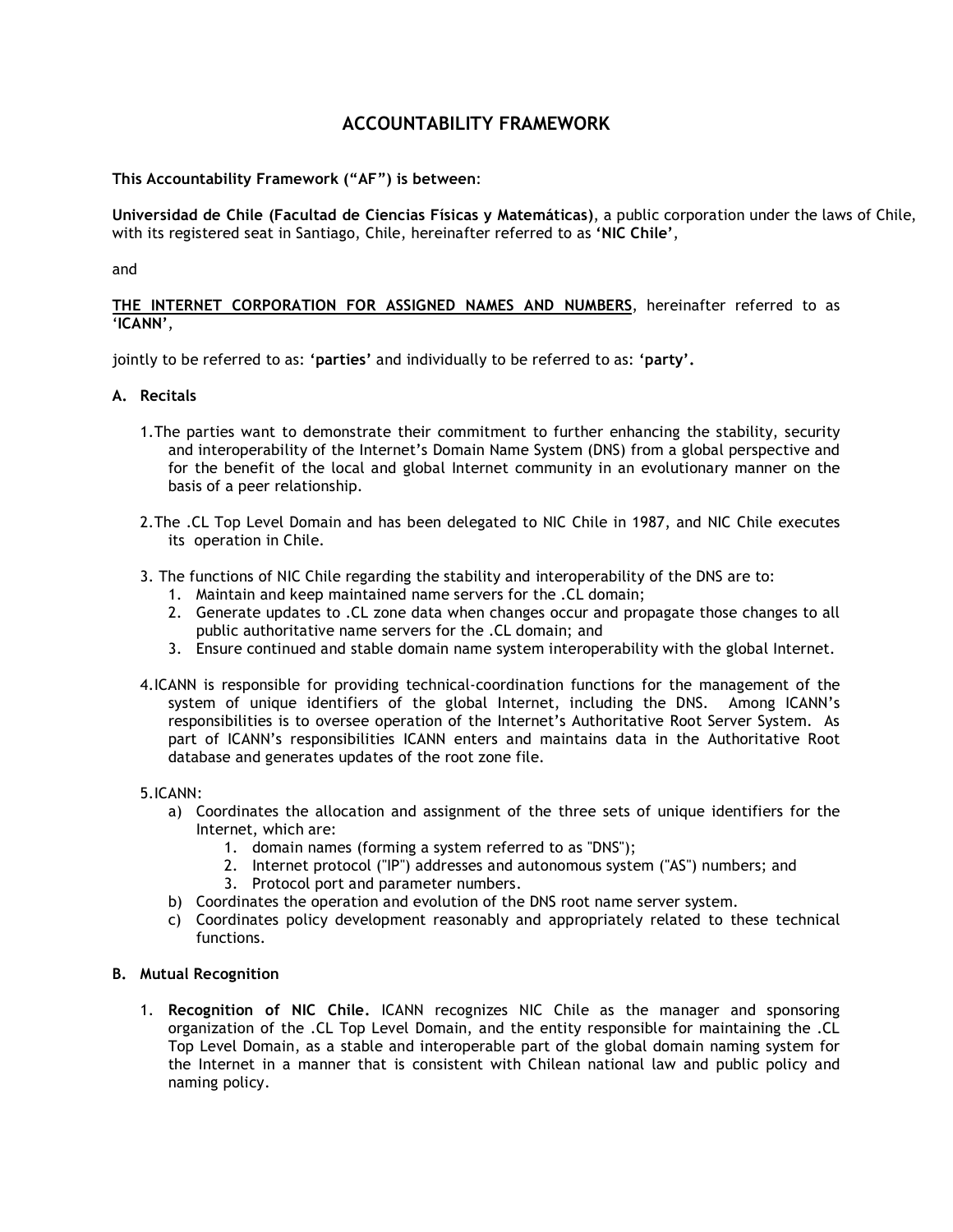# ACCOUNTABILITY FRAMEWORK

**This Accountability Framework ("AF") is between**:

**Universidad de Chile (Facultad de Ciencias Físicas y Matemáticas)**, a public corporation under the laws of Chile, with its registered seat in Santiago, Chile, hereinafter referred to as **'NIC Chile'**,

and

**THE INTERNET CORPORATION FOR ASSIGNED NAMES AND NUMBERS**, hereinafter referred to as **'ICANN'**,

jointly to be referred to as: **'parties'** and individually to be referred to as: **'party'.**

## A. Recitals

1. The parties want to demonstrate their commitment to further enhancing the stability, security and interoperability of the Internet's Domain Name System (DNS) from a global perspective and for the benefit of the local and global Internet community in an evolutionary manner on the basis of a peer relationship.

2. The .CL Top Level Domain and has been delegated to NIC Chile in 1987, and NIC Chile executes its operation in Chile.

3. The functions of NIC Chile regarding the stability and interoperability of the DNS are to:
   1. Maintain and keep maintained name servers for the .CL domain;
   2. Generate updates to .CL zone data when changes occur and propagate those changes to all public authoritative name servers for the .CL domain; and
   3. Ensure continued and stable domain name system interoperability with the global Internet.

4. ICANN is responsible for providing technical-coordination functions for the management of the system of unique identifiers of the global Internet, including the DNS. Among ICANN's responsibilities is to oversee operation of the Internet's Authoritative Root Server System. As part of ICANN's responsibilities ICANN enters and maintains data in the Authoritative Root database and generates updates of the root zone file.

5. ICANN:
   a) Coordinates the allocation and assignment of the three sets of unique identifiers for the Internet, which are:
      1. domain names (forming a system referred to as "DNS");
      2. Internet protocol ("IP") addresses and autonomous system ("AS") numbers; and
      3. Protocol port and parameter numbers.
   b) Coordinates the operation and evolution of the DNS root name server system.
   c) Coordinates policy development reasonably and appropriately related to these technical functions.

## B. Mutual Recognition

1. **Recognition of NIC Chile.** ICANN recognizes NIC Chile as the manager and sponsoring organization of the .CL Top Level Domain, and the entity responsible for maintaining the .CL Top Level Domain, as a stable and interoperable part of the global domain naming system for the Internet in a manner that is consistent with Chilean national law and public policy and naming policy.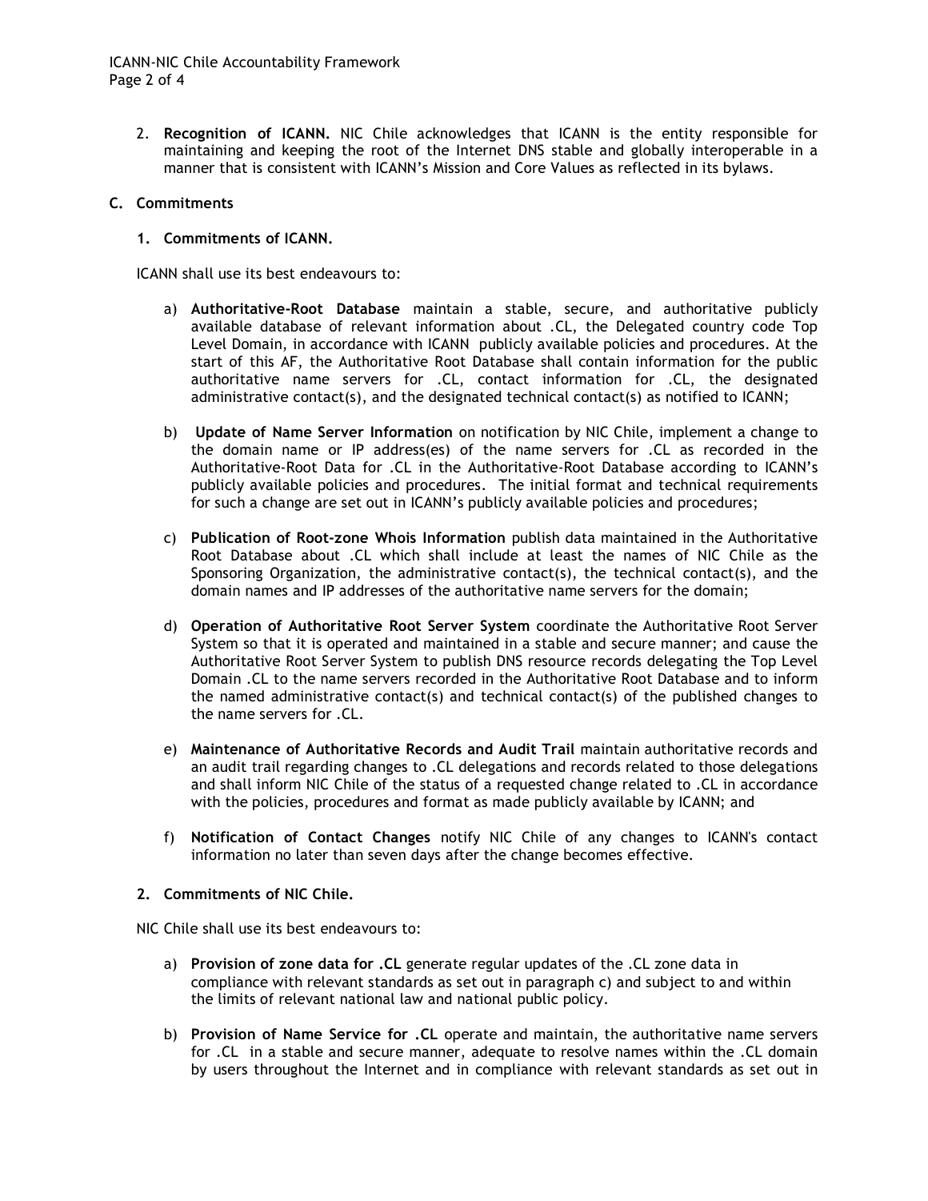2. **Recognition of ICANN.** NIC Chile acknowledges that ICANN is the entity responsible for maintaining and keeping the root of the Internet DNS stable and globally interoperable in a manner that is consistent with ICANN's Mission and Core Values as reflected in its bylaws.

### C. Commitments

#### 1. Commitments of ICANN.

ICANN shall use its best endeavours to:

a) **Authoritative-Root Database** maintain a stable, secure, and authoritative publicly available database of relevant information about .CL, the Delegated country code Top Level Domain, in accordance with ICANN publicly available policies and procedures. At the start of this AF, the Authoritative Root Database shall contain information for the public authoritative name servers for .CL, contact information for .CL, the designated administrative contact(s), and the designated technical contact(s) as notified to ICANN;

b) **Update of Name Server Information** on notification by NIC Chile, implement a change to the domain name or IP address(es) of the name servers for .CL as recorded in the Authoritative-Root Data for .CL in the Authoritative-Root Database according to ICANN's publicly available policies and procedures. The initial format and technical requirements for such a change are set out in ICANN's publicly available policies and procedures;

c) **Publication of Root-zone Whois Information** publish data maintained in the Authoritative Root Database about .CL which shall include at least the names of NIC Chile as the Sponsoring Organization, the administrative contact(s), the technical contact(s), and the domain names and IP addresses of the authoritative name servers for the domain;

d) **Operation of Authoritative Root Server System** coordinate the Authoritative Root Server System so that it is operated and maintained in a stable and secure manner; and cause the Authoritative Root Server System to publish DNS resource records delegating the Top Level Domain .CL to the name servers recorded in the Authoritative Root Database and to inform the named administrative contact(s) and technical contact(s) of the published changes to the name servers for .CL.

e) **Maintenance of Authoritative Records and Audit Trail** maintain authoritative records and an audit trail regarding changes to .CL delegations and records related to those delegations and shall inform NIC Chile of the status of a requested change related to .CL in accordance with the policies, procedures and format as made publicly available by ICANN; and

f) **Notification of Contact Changes** notify NIC Chile of any changes to ICANN's contact information no later than seven days after the change becomes effective.

#### 2. Commitments of NIC Chile.

NIC Chile shall use its best endeavours to:

a) **Provision of zone data for .CL** generate regular updates of the .CL zone data in compliance with relevant standards as set out in paragraph c) and subject to and within the limits of relevant national law and national public policy.

b) **Provision of Name Service for .CL** operate and maintain, the authoritative name servers for .CL in a stable and secure manner, adequate to resolve names within the .CL domain by users throughout the Internet and in compliance with relevant standards as set out in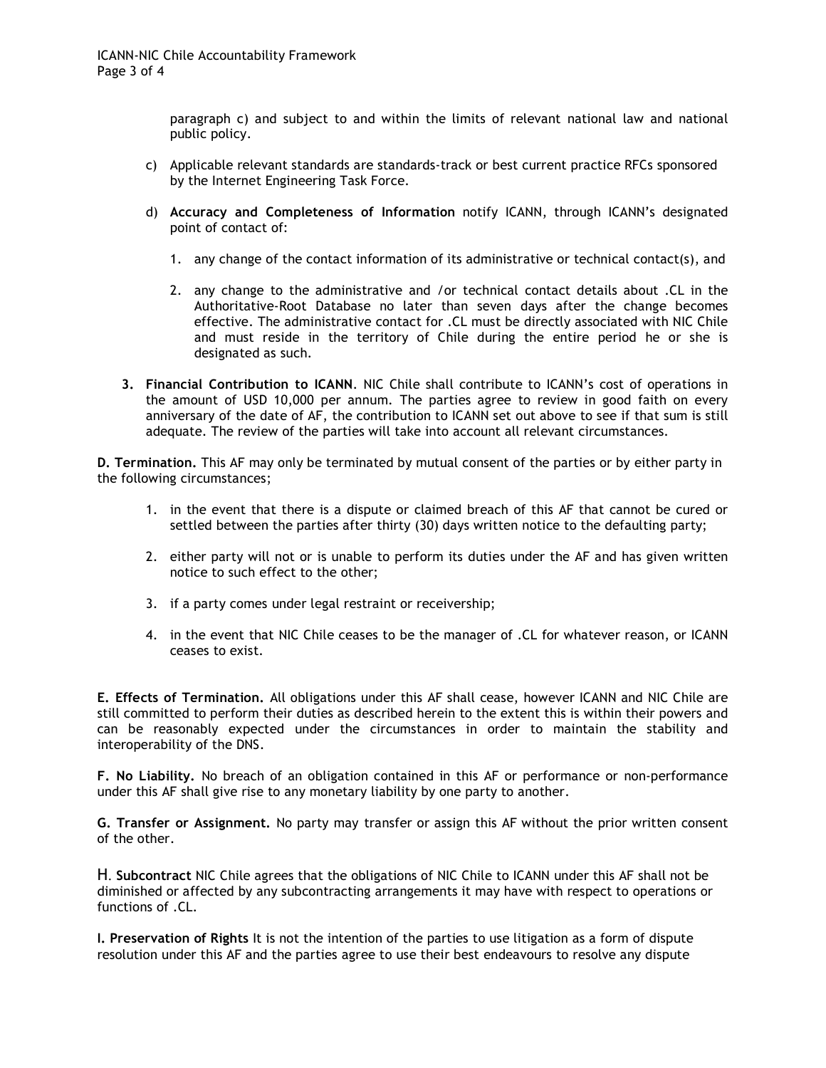paragraph c) and subject to and within the limits of relevant national law and national public policy.

c) Applicable relevant standards are standards-track or best current practice RFCs sponsored by the Internet Engineering Task Force.

d) **Accuracy and Completeness of Information** notify ICANN, through ICANN's designated point of contact of:

   1. any change of the contact information of its administrative or technical contact(s), and

   2. any change to the administrative and /or technical contact details about .CL in the Authoritative-Root Database no later than seven days after the change becomes effective. The administrative contact for .CL must be directly associated with NIC Chile and must reside in the territory of Chile during the entire period he or she is designated as such.

**3. Financial Contribution to ICANN**. NIC Chile shall contribute to ICANN's cost of operations in the amount of USD 10,000 per annum. The parties agree to review in good faith on every anniversary of the date of AF, the contribution to ICANN set out above to see if that sum is still adequate. The review of the parties will take into account all relevant circumstances.

**D. Termination.** This AF may only be terminated by mutual consent of the parties or by either party in the following circumstances;

1. in the event that there is a dispute or claimed breach of this AF that cannot be cured or settled between the parties after thirty (30) days written notice to the defaulting party;

2. either party will not or is unable to perform its duties under the AF and has given written notice to such effect to the other;

3. if a party comes under legal restraint or receivership;

4. in the event that NIC Chile ceases to be the manager of .CL for whatever reason, or ICANN ceases to exist.

**E. Effects of Termination.** All obligations under this AF shall cease, however ICANN and NIC Chile are still committed to perform their duties as described herein to the extent this is within their powers and can be reasonably expected under the circumstances in order to maintain the stability and interoperability of the DNS.

**F. No Liability.** No breach of an obligation contained in this AF or performance or non-performance under this AF shall give rise to any monetary liability by one party to another.

**G. Transfer or Assignment.** No party may transfer or assign this AF without the prior written consent of the other.

**H. Subcontract** NIC Chile agrees that the obligations of NIC Chile to ICANN under this AF shall not be diminished or affected by any subcontracting arrangements it may have with respect to operations or functions of .CL.

**I. Preservation of Rights** It is not the intention of the parties to use litigation as a form of dispute resolution under this AF and the parties agree to use their best endeavours to resolve any dispute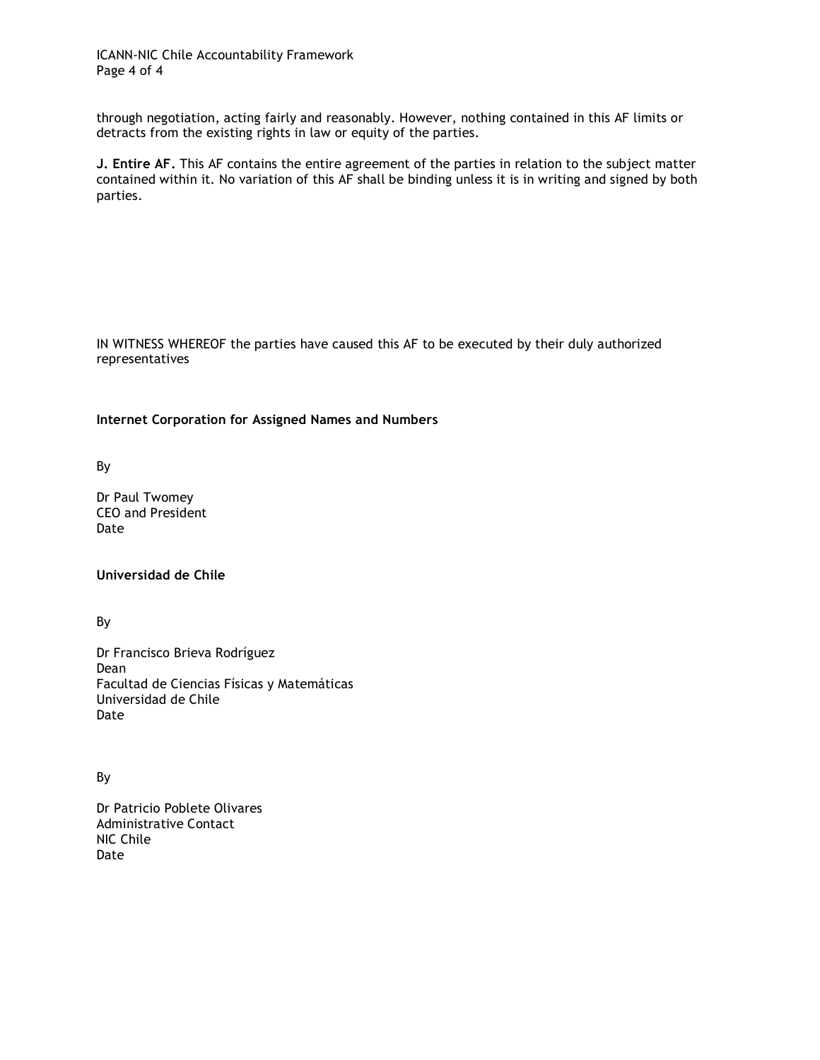through negotiation, acting fairly and reasonably. However, nothing contained in this AF limits or detracts from the existing rights in law or equity of the parties.

**J. Entire AF.** This AF contains the entire agreement of the parties in relation to the subject matter contained within it. No variation of this AF shall be binding unless it is in writing and signed by both parties.

IN WITNESS WHEREOF the parties have caused this AF to be executed by their duly authorized representatives

**Internet Corporation for Assigned Names and Numbers**

By

Dr Paul Twomey
CEO and President
Date

**Universidad de Chile**

By

Dr Francisco Brieva Rodríguez
Dean
Facultad de Ciencias Físicas y Matemáticas
Universidad de Chile
Date

By

Dr Patricio Poblete Olivares
Administrative Contact
NIC Chile
Date